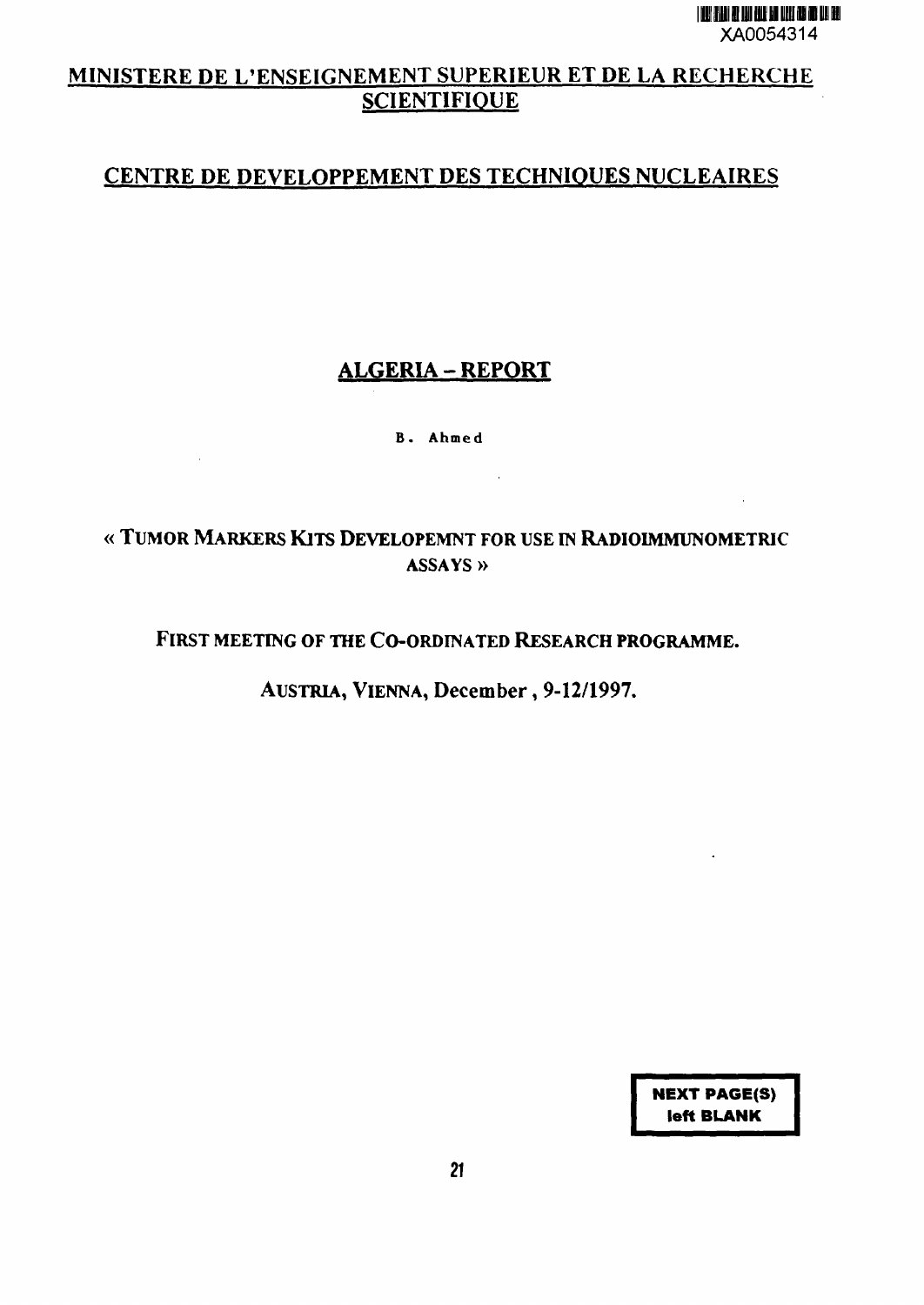XA0054314

# MINISTERE DE L'ENSEIGNEMENT SUPERIEUR ET DE LA RECHERCHE SCIENTIFIQUE

## CENTRE DE DEVELOPPEMENT DES TECHNIQUES NUCLEAIRES

## ALGERIA – REPORT

**B. Ahmed**

« TUMOR MARKERS KITS DEVELOPEMNT FOR USE IN RADIOIMMUNOMETRIC ASSAYS »

FIRST MEETING OF THE CO-ORDINATED RESEARCH PROGRAMME.

AUSTRIA, VIENNA, December , 9-12/1997.

NEXT PAGE(S) left BLANK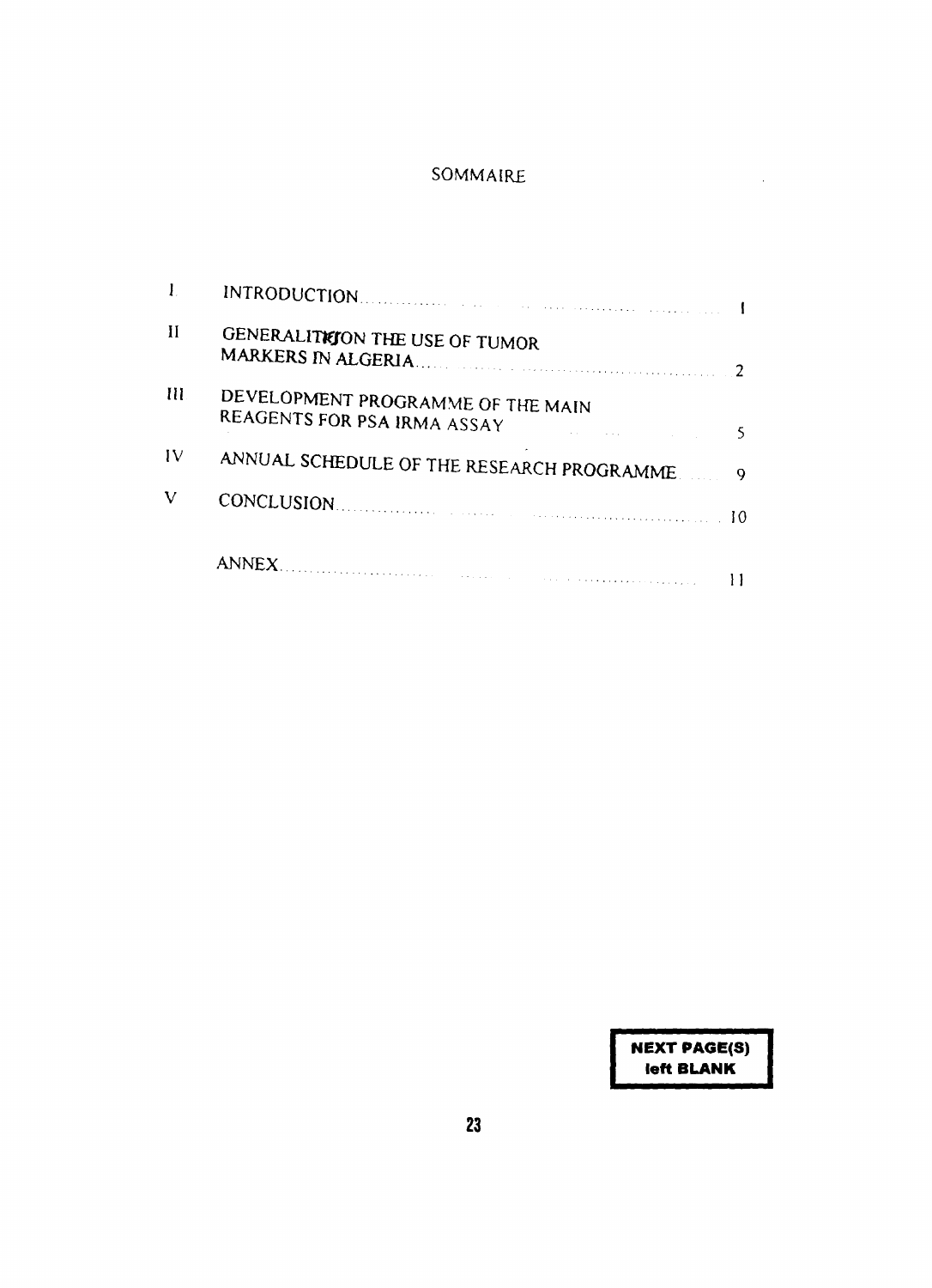# SOMMAIRE

| | | |
|---|---|---|
| I | INTRODUCTION | 1 |
| II | GENERALITIES ON THE USE OF TUMOR MARKERS IN ALGERIA | 2 |
| III | DEVELOPMENT PROGRAMME OF THE MAIN REAGENTS FOR PSA IRMA ASSAY | 5 |
| IV | ANNUAL SCHEDULE OF THE RESEARCH PROGRAMME | 9 |
| V | CONCLUSION | 10 |
| | ANNEX | 11 |

**NEXT PAGE(S) left BLANK**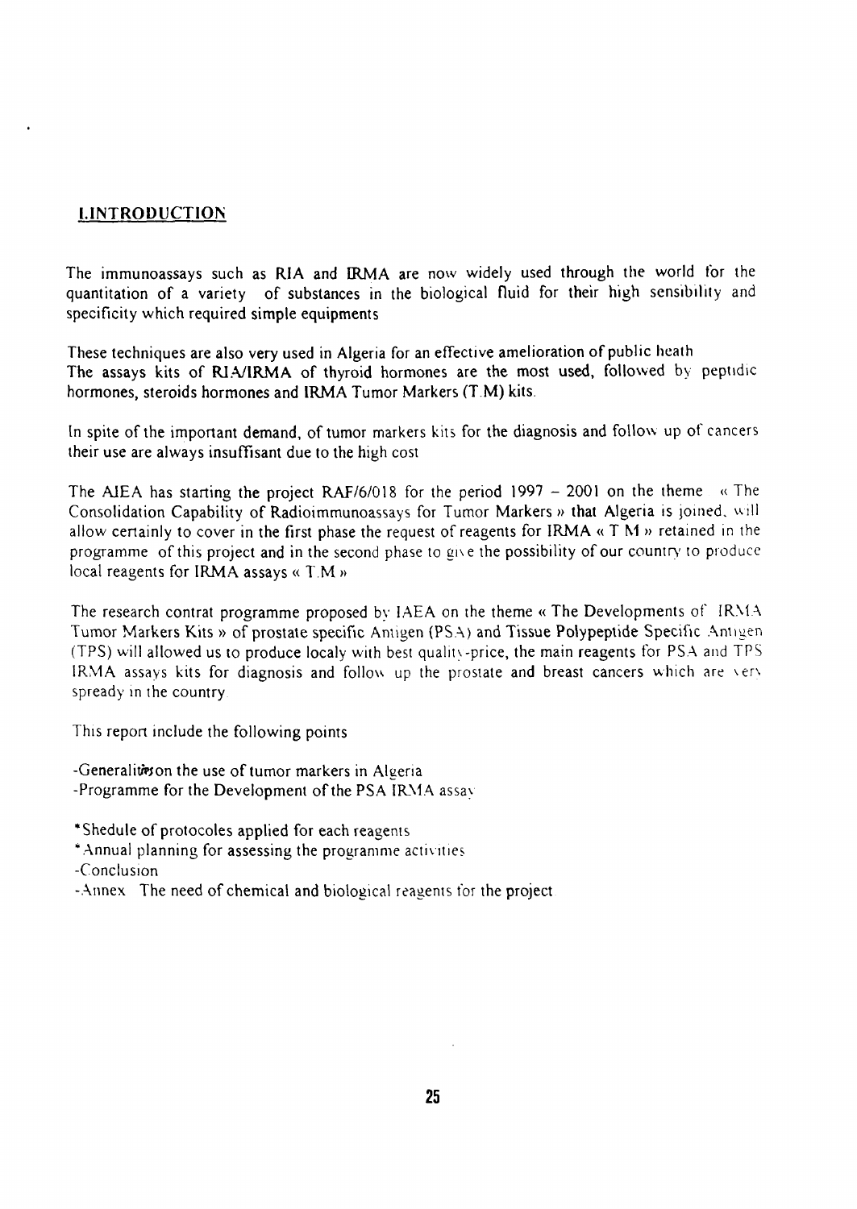## I.INTRODUCTION

The immunoassays such as RIA and IRMA are now widely used through the world for the quantitation of a variety of substances in the biological fluid for their high sensibility and specificity which required simple equipments

These techniques are also very used in Algeria for an effective amelioration of public heath
The assays kits of RIA/IRMA of thyroid hormones are the most used, followed by peptidic hormones, steroids hormones and IRMA Tumor Markers (T.M) kits.

In spite of the important demand, of tumor markers kits for the diagnosis and follow up of cancers their use are always insuffisant due to the high cost

The AIEA has starting the project RAF/6/018 for the period 1997 – 2001 on the theme « The Consolidation Capability of Radioimmunoassays for Tumor Markers » that Algeria is joined, will allow certainly to cover in the first phase the request of reagents for IRMA « T M » retained in the programme of this project and in the second phase to give the possibility of our country to produce local reagents for IRMA assays « T.M »

The research contrat programme proposed by IAEA on the theme « The Developments of IRMA Tumor Markers Kits » of prostate specific Antigen (PSA) and Tissue Polypeptide Specific Antigen (TPS) will allowed us to produce localy with best quality-price, the main reagents for PSA and TPS IRMA assays kits for diagnosis and follow up the prostate and breast cancers which are very spready in the country

This report include the following points

-Generalities on the use of tumor markers in Algeria
-Programme for the Development of the PSA IRMA assay

*Shedule of protocoles applied for each reagents
*Annual planning for assessing the programme activities
-Conclusion
-Annex The need of chemical and biological reagents for the project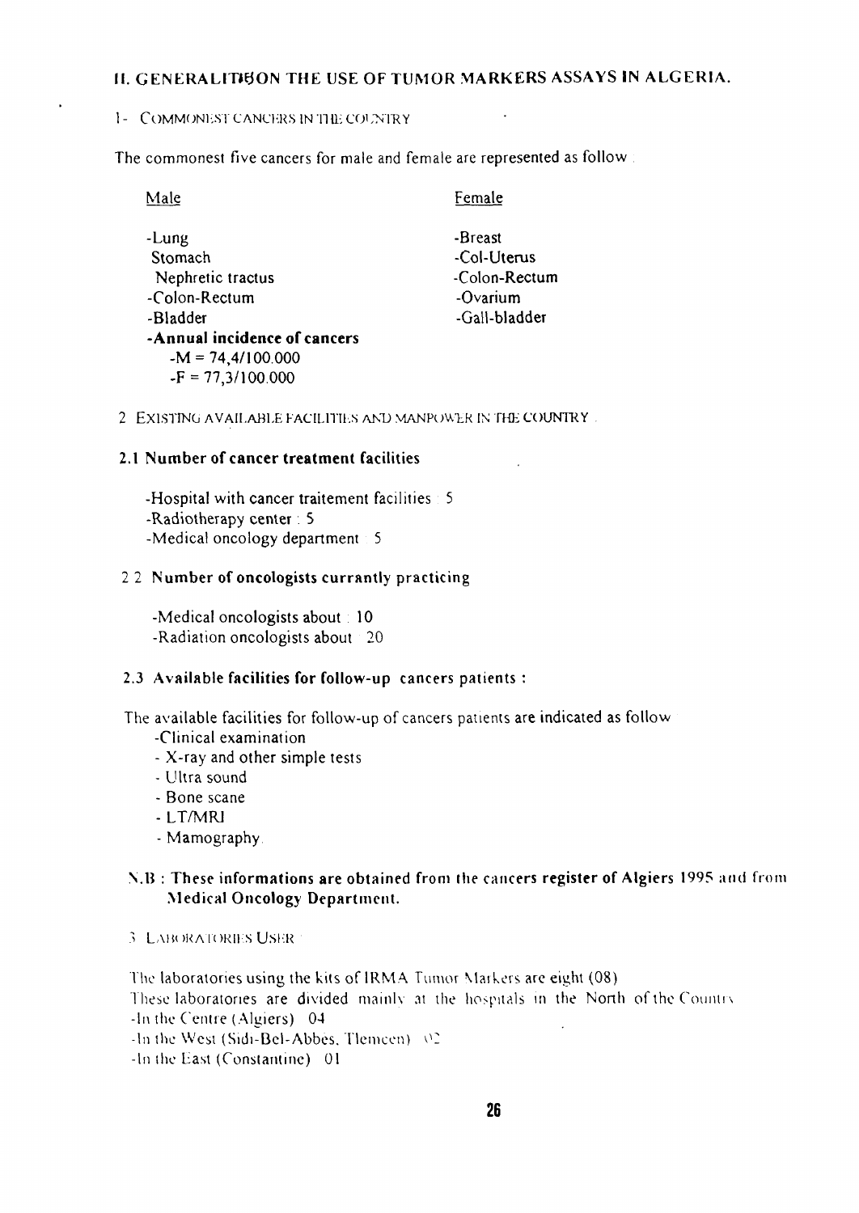## II. GENERALITIES ON THE USE OF TUMOR MARKERS ASSAYS IN ALGERIA.

### 1- COMMONEST CANCERS IN THE COUNTRY

The commonest five cancers for male and female are represented as follow :

| Male | Female |
|---|---|
| -Lung | -Breast |
| Stomach | -Col-Uterus |
| Nephretic tractus | -Colon-Rectum |
| -Colon-Rectum | -Ovarium |
| -Bladder | -Gall-bladder |

**-Annual incidence of cancers**

- -M = 74,4/100.000
- -F = 77,3/100.000

### 2 EXISTING AVAILABLE FACILITIES AND MANPOWER IN THE COUNTRY :

#### 2.1 Number of cancer treatment facilities

- -Hospital with cancer traitement facilities : 5
- -Radiotherapy center : 5
- -Medical oncology department : 5

#### 2.2 Number of oncologists currantly practicing

- -Medical oncologists about : 10
- -Radiation oncologists about : 20

#### 2.3 Available facilities for follow-up cancers patients :

The available facilities for follow-up of cancers patients are indicated as follow

- -Clinical examination
- - X-ray and other simple tests
- - Ultra sound
- - Bone scane
- - LT/MRI
- - Mamography.

**N.B : These informations are obtained from the cancers register of Algiers 1995 and from Medical Oncology Department.**

### 3 LABORATORIES USER :

The laboratories using the kits of IRMA Tumor Markers are eight (08)

These laboratories are divided mainly at the hospitals in the North of the Country

- -In the Centre (Algiers) 04
- -In the West (Sidi-Bel-Abbes, Tlemcen) 02
- -In the East (Constantine) 01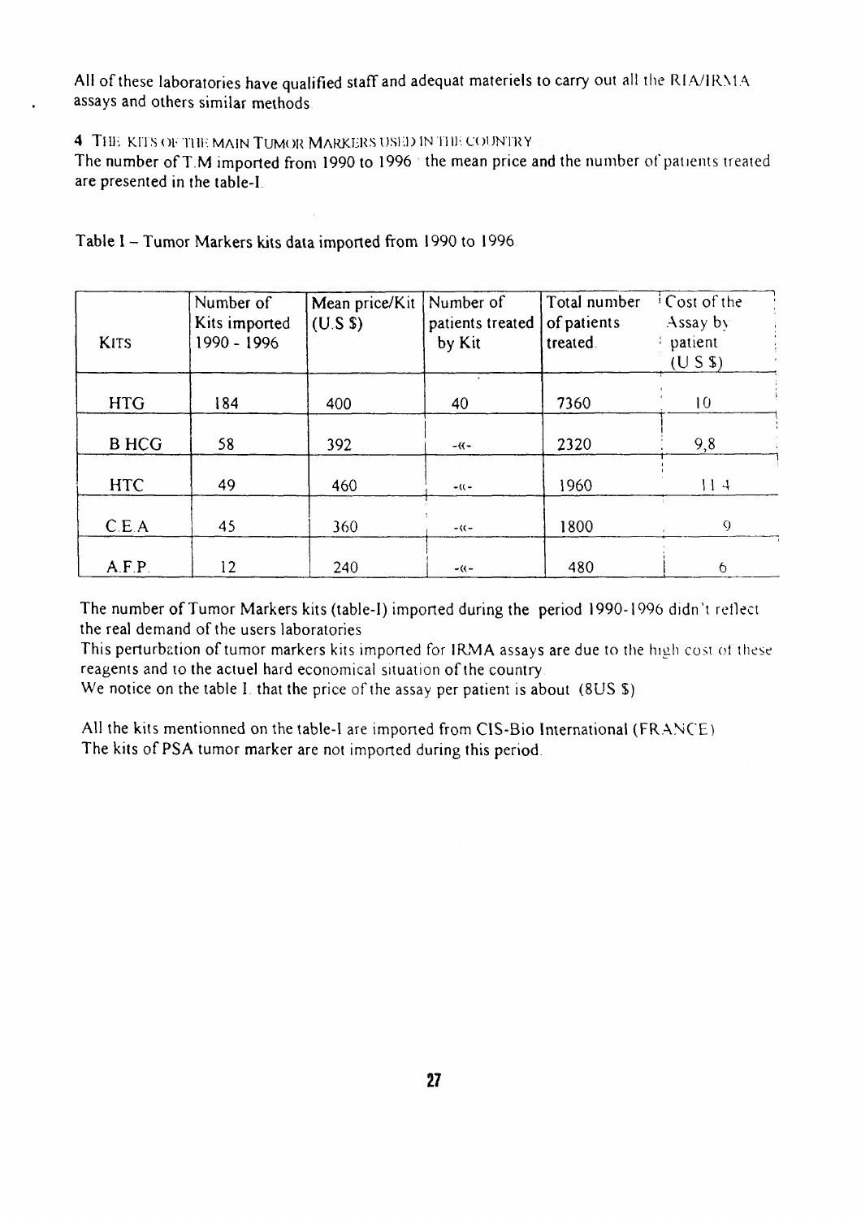All of these laboratories have qualified staff and adequat materiels to carry out all the RIA/IRMA assays and others similar methods

**4 THE KITS OF THE MAIN TUMOR MARKERS USED IN THE COUNTRY**

The number of T.M imported from 1990 to 1996 : the mean price and the number of patients treated are presented in the table-I.

Table I – Tumor Markers kits data imported from 1990 to 1996

| KITS | Number of Kits imported 1990 - 1996 | Mean price/Kit (U.S $) | Number of patients treated by Kit | Total number of patients treated | Cost of the Assay by patient (U.S $) |
|---|---|---|---|---|---|
| HTG | 184 | 400 | 40 | 7360 | 10 |
| B HCG | 58 | 392 | -«- | 2320 | 9,8 |
| HTC | 49 | 460 | -«- | 1960 | 11.4 |
| C.E.A | 45 | 360 | -«- | 1800 | 9 |
| A.F.P. | 12 | 240 | -«- | 480 | 6 |

The number of Tumor Markers kits (table-I) imported during the period 1990-1996 didn't reflect the real demand of the users laboratories

This perturbation of tumor markers kits imported for IRMA assays are due to the high cost of these reagents and to the actuel hard economical situation of the country

We notice on the table I. that the price of the assay per patient is about (8US $).

All the kits mentionned on the table-I are imported from CIS-Bio International (FRANCE)
The kits of PSA tumor marker are not imported during this period.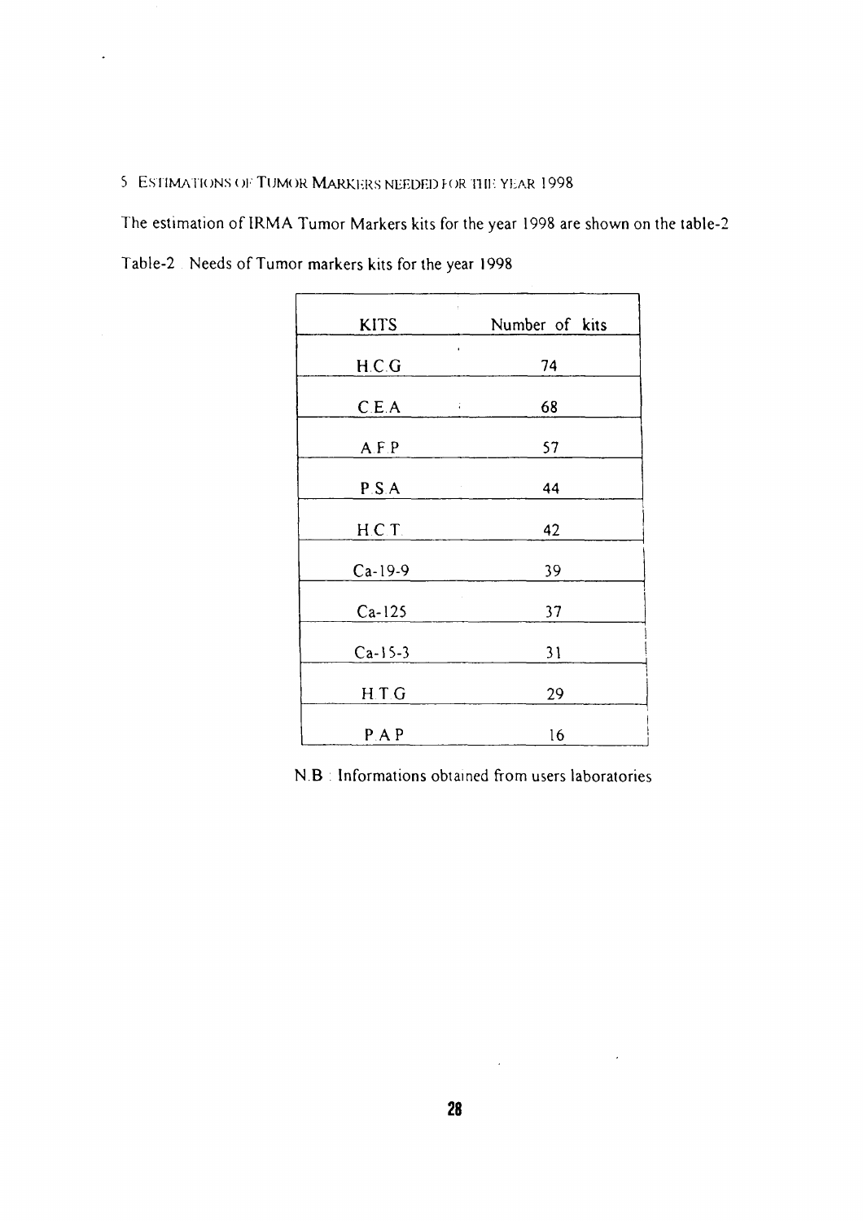## 5 ESTIMATIONS OF TUMOR MARKERS NEEDED FOR THE YEAR 1998

The estimation of IRMA Tumor Markers kits for the year 1998 are shown on the table-2

Table-2 Needs of Tumor markers kits for the year 1998

| KITS | Number of kits |
|---|---|
| H.C.G | 74 |
| C.E.A | 68 |
| A.F.P | 57 |
| P.S.A | 44 |
| H.C.T. | 42 |
| Ca-19-9 | 39 |
| Ca-125 | 37 |
| Ca-15-3 | 31 |
| H.T.G | 29 |
| P.A.P | 16 |

N.B : Informations obtained from users laboratories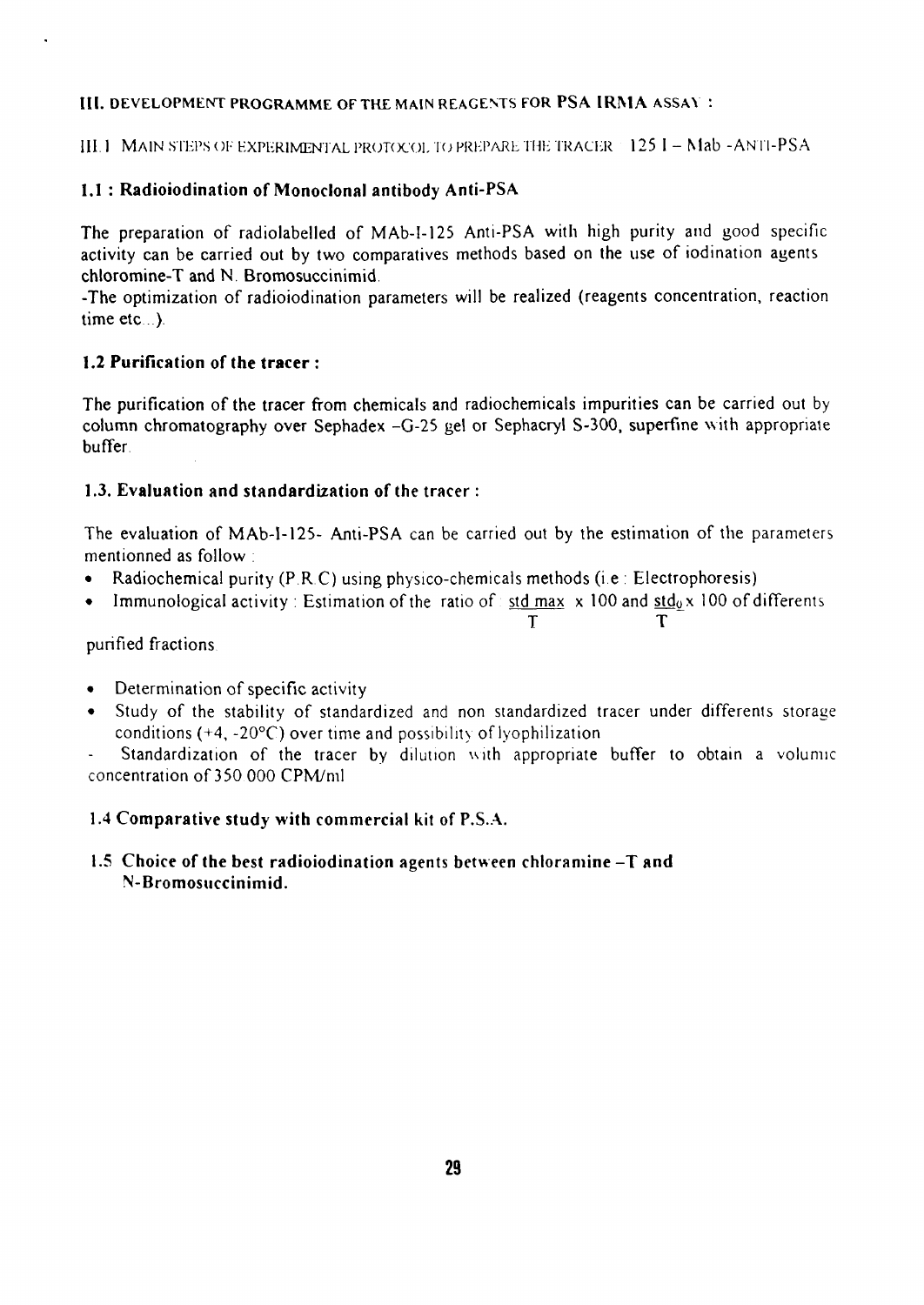### III. DEVELOPMENT PROGRAMME OF THE MAIN REAGENTS FOR PSA IRMA ASSAY :

III.1 MAIN STEPS OF EXPERIMENTAL PROTOCOL TO PREPARE THE TRACER 125 I – Mab -ANTI-PSA

#### 1.1 : Radioiodination of Monoclonal antibody Anti-PSA

The preparation of radiolabelled of MAb-I-125 Anti-PSA with high purity and good specific activity can be carried out by two comparatives methods based on the use of iodination agents chloromine-T and N. Bromosuccinimid.

-The optimization of radioiodination parameters will be realized (reagents concentration, reaction time etc...).

#### 1.2 Purification of the tracer :

The purification of the tracer from chemicals and radiochemicals impurities can be carried out by column chromatography over Sephadex –G-25 gel or Sephacryl S-300, superfine with appropriate buffer.

#### 1.3. Evaluation and standardization of the tracer :

The evaluation of MAb-I-125- Anti-PSA can be carried out by the estimation of the parameters mentionned as follow :

- Radiochemical purity (P.R.C) using physico-chemicals methods (i.e : Electrophoresis)
- Immunological activity : Estimation of the ratio of $\frac{std\ max}{T} \times 100$ and $\frac{std_0}{T} \times 100$ of differents purified fractions.
- Determination of specific activity
- Study of the stability of standardized and non standardized tracer under differents storage conditions (+4, -20°C) over time and possibility of lyophilization

- Standardization of the tracer by dilution with appropriate buffer to obtain a volumic concentration of 350 000 CPM/ml

#### 1.4 Comparative study with commercial kit of P.S.A.

#### 1.5 Choice of the best radioiodination agents between chloramine –T and N-Bromosuccinimid.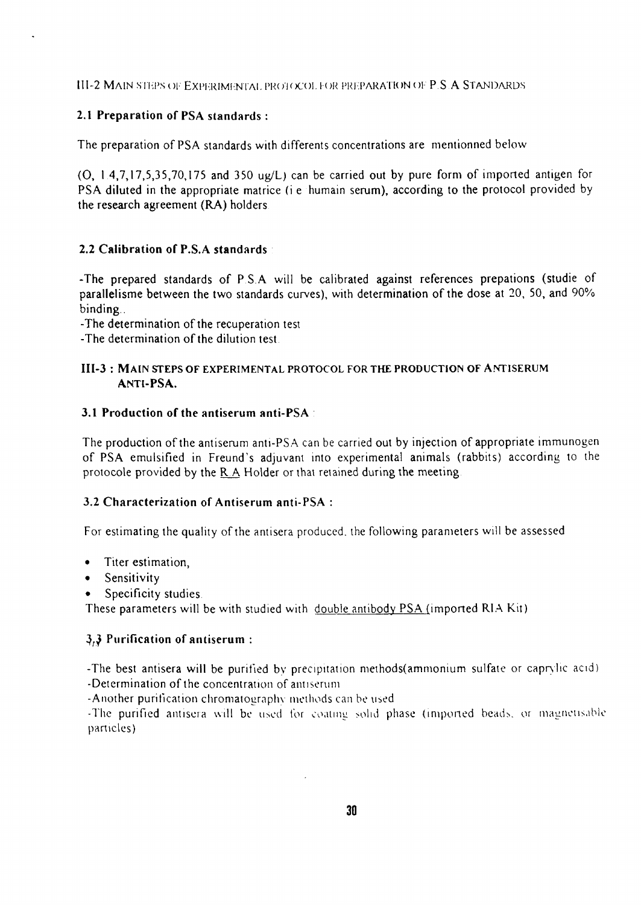## III-2 Main steps of experimental protocol for preparation of P.S.A Standards

### 2.1 Preparation of PSA standards :

The preparation of PSA standards with differents concentrations are mentionned below

(O, 1.4,7,17,5,35,70,175 and 350 ug/L) can be carried out by pure form of imported antigen for PSA diluted in the appropriate matrice (i.e. humain serum), according to the protocol provided by the research agreement (RA) holders.

### 2.2 Calibration of P.S.A standards :

-The prepared standards of P.S.A will be calibrated against references prepations (studie of parallelisme between the two standards curves), with determination of the dose at 20, 50, and 90% binding..

-The determination of the recuperation test

-The determination of the dilution test.

## III-3 : Main steps of experimental protocol for the production of Antiserum anti-PSA.

### 3.1 Production of the antiserum anti-PSA :

The production of the antiserum anti-PSA can be carried out by injection of appropriate immunogen of PSA emulsified in Freund's adjuvant into experimental animals (rabbits) according to the protocole provided by the R.A Holder or that retained during the meeting.

### 3.2 Characterization of Antiserum anti-PSA :

For estimating the quality of the antisera produced, the following parameters will be assessed

- Titer estimation,
- Sensitivity
- Specificity studies.

These parameters will be with studied with double antibody PSA (imported RIA Kit)

### 3.3 Purification of antiserum :

-The best antisera will be purified by precipitation methods(ammonium sulfate or caprylic acid)

-Determination of the concentration of antiserum

-Another purification chromatography methods can be used

-The purified antisera will be used for coating solid phase (imported beads, or magnetisable particles)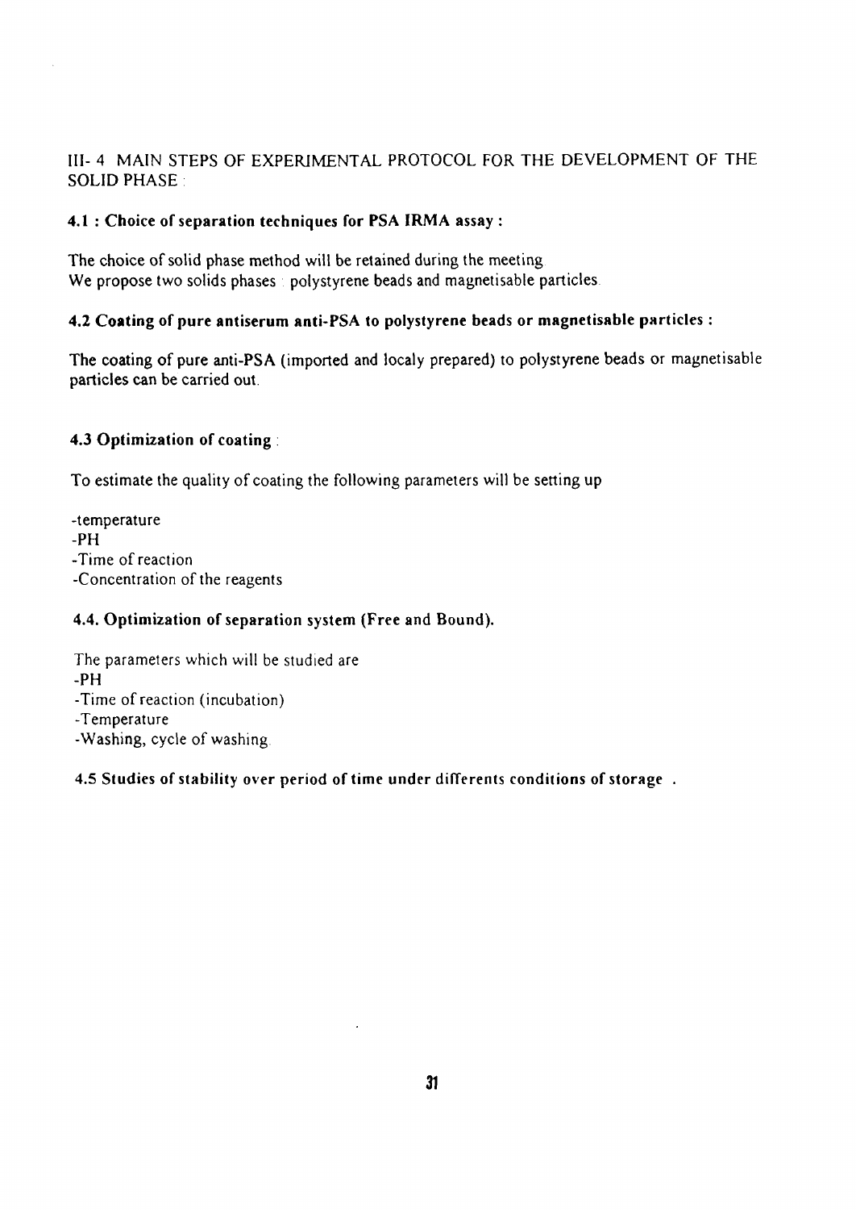## III- 4 MAIN STEPS OF EXPERIMENTAL PROTOCOL FOR THE DEVELOPMENT OF THE SOLID PHASE :

### 4.1 : Choice of separation techniques for PSA IRMA assay :

The choice of solid phase method will be retained during the meeting.
We propose two solids phases : polystyrene beads and magnetisable particles.

### 4.2 Coating of pure antiserum anti-PSA to polystyrene beads or magnetisable particles :

The coating of pure anti-PSA (imported and localy prepared) to polystyrene beads or magnetisable particles can be carried out.

### 4.3 Optimization of coating :

To estimate the quality of coating the following parameters will be setting up

-temperature
-PH
-Time of reaction
-Concentration of the reagents

### 4.4. Optimization of separation system (Free and Bound).

The parameters which will be studied are
-PH
-Time of reaction (incubation)
-Temperature
-Washing, cycle of washing.

### 4.5 Studies of stability over period of time under differents conditions of storage .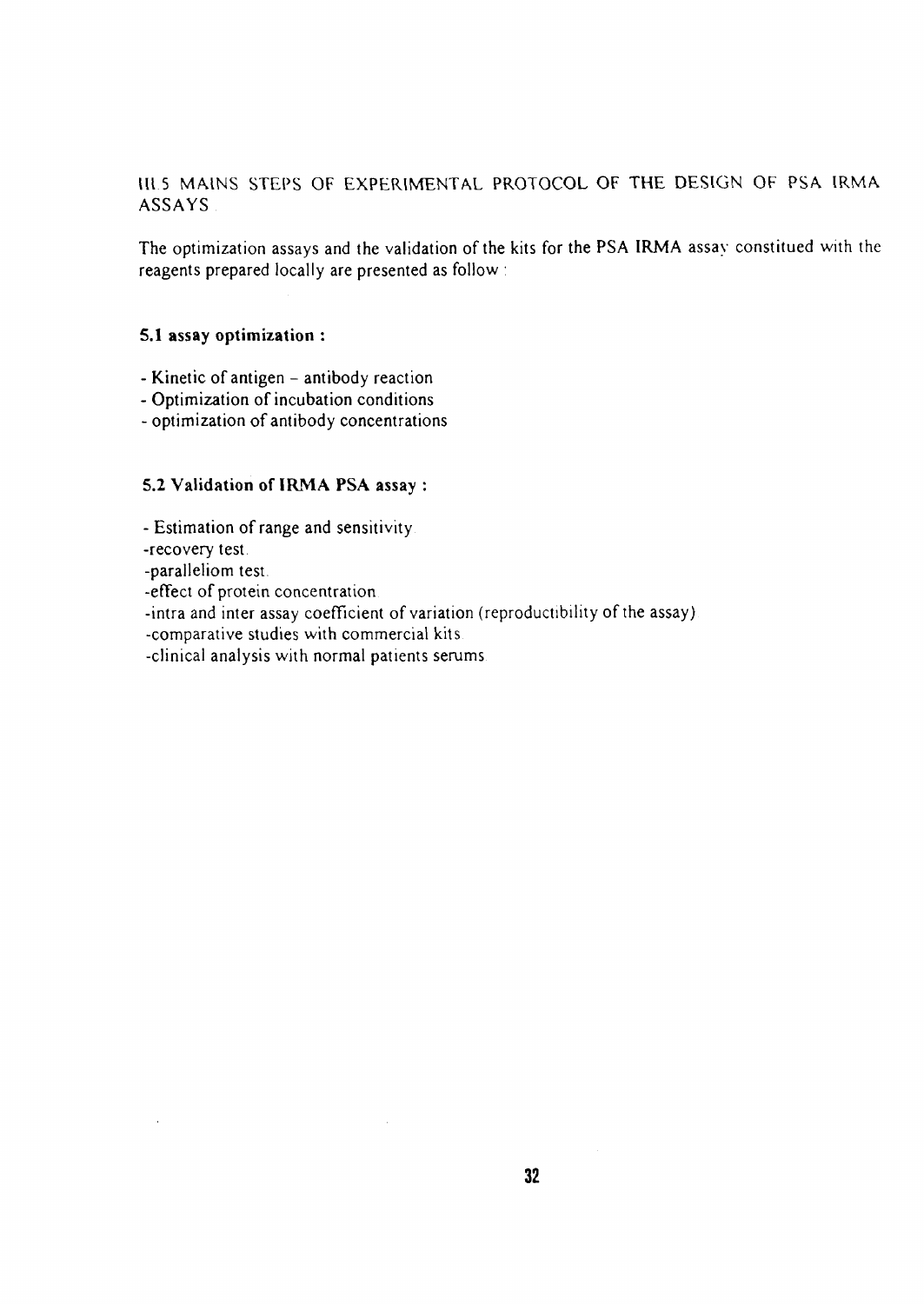## III.5 MAINS STEPS OF EXPERIMENTAL PROTOCOL OF THE DESIGN OF PSA IRMA ASSAYS

The optimization assays and the validation of the kits for the PSA IRMA assay constitued with the reagents prepared locally are presented as follow :

### 5.1 assay optimization :

- Kinetic of antigen – antibody reaction
- Optimization of incubation conditions
- optimization of antibody concentrations

### 5.2 Validation of IRMA PSA assay :

- Estimation of range and sensitivity.
- recovery test.
- paralleliom test.
- effect of protein concentration.
- intra and inter assay coefficient of variation (reproductibility of the assay)
- comparative studies with commercial kits.
- clinical analysis with normal patients serums.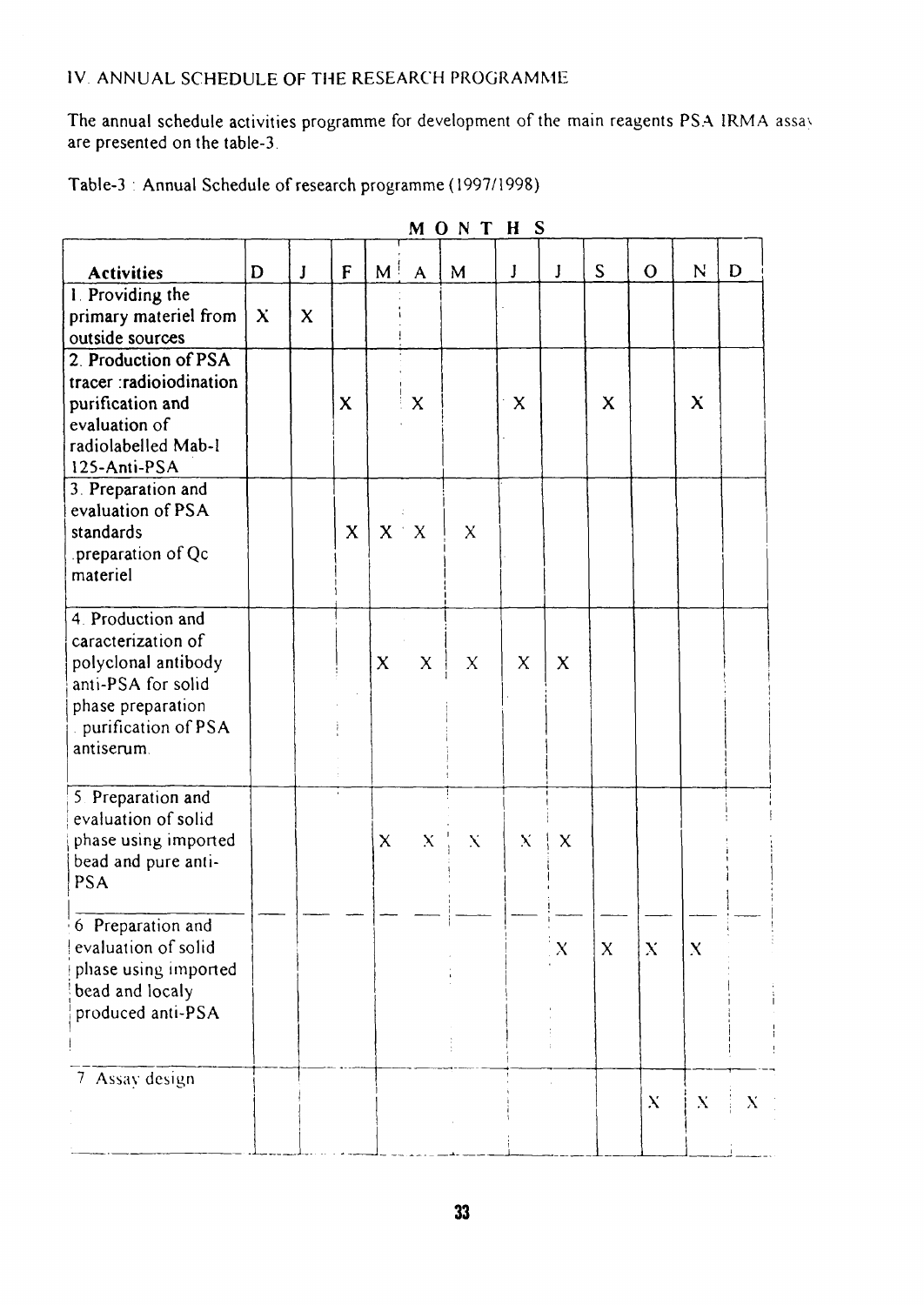## IV. ANNUAL SCHEDULE OF THE RESEARCH PROGRAMME

The annual schedule activities programme for development of the main reagents PSA IRMA assay are presented on the table-3.

Table-3 : Annual Schedule of research programme (1997/1998)

| | MONTHS | | | | | | | | | | | |
|---|---|---|---|---|---|---|---|---|---|---|---|---|
| **Activities** | D | J | F | M | A | M | J | J | S | O | N | D |
| 1. Providing the primary materiel from outside sources | X | X | | | | | | | | | | |
| 2. Production of PSA tracer :radioiodination purification and evaluation of radiolabelled Mab-I 125-Anti-PSA | | | X | | X | | X | | X | | X | |
| 3. Preparation and evaluation of PSA standards .preparation of Qc materiel | | | X | X | X | X | | | | | | |
| 4. Production and caracterization of polyclonal antibody anti-PSA for solid phase preparation . purification of PSA antiserum. | | | | X | X | X | X | X | | | | |
| 5. Preparation and evaluation of solid phase using imported bead and pure anti-PSA | | | | X | X | X | X | X | | | | |
| 6. Preparation and evaluation of solid phase using imported bead and localy produced anti-PSA | | | | | | | | X | X | X | X | |
| 7. Assay design | | | | | | | | | | X | X | X |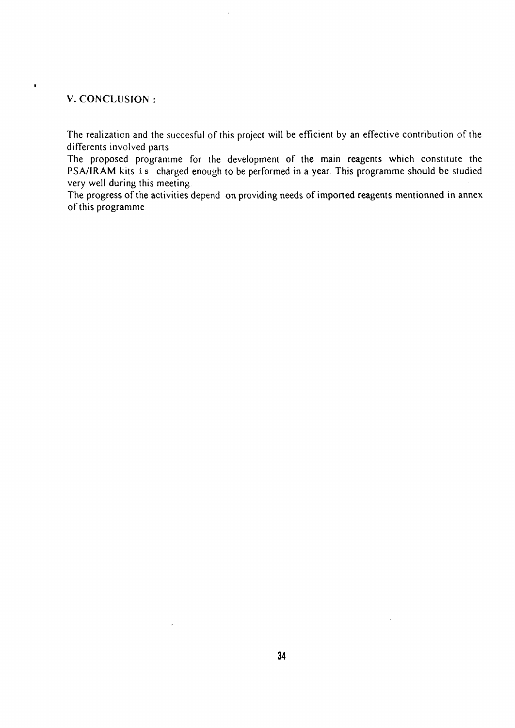## V. CONCLUSION :

The realization and the succesful of this project will be efficient by an effective contribution of the differents involved parts.

The proposed programme for the development of the main reagents which constitute the PSA/IRAM kits is charged enough to be performed in a year. This programme should be studied very well during this meeting.

The progress of the activities depend on providing needs of imported reagents mentionned in annex of this programme.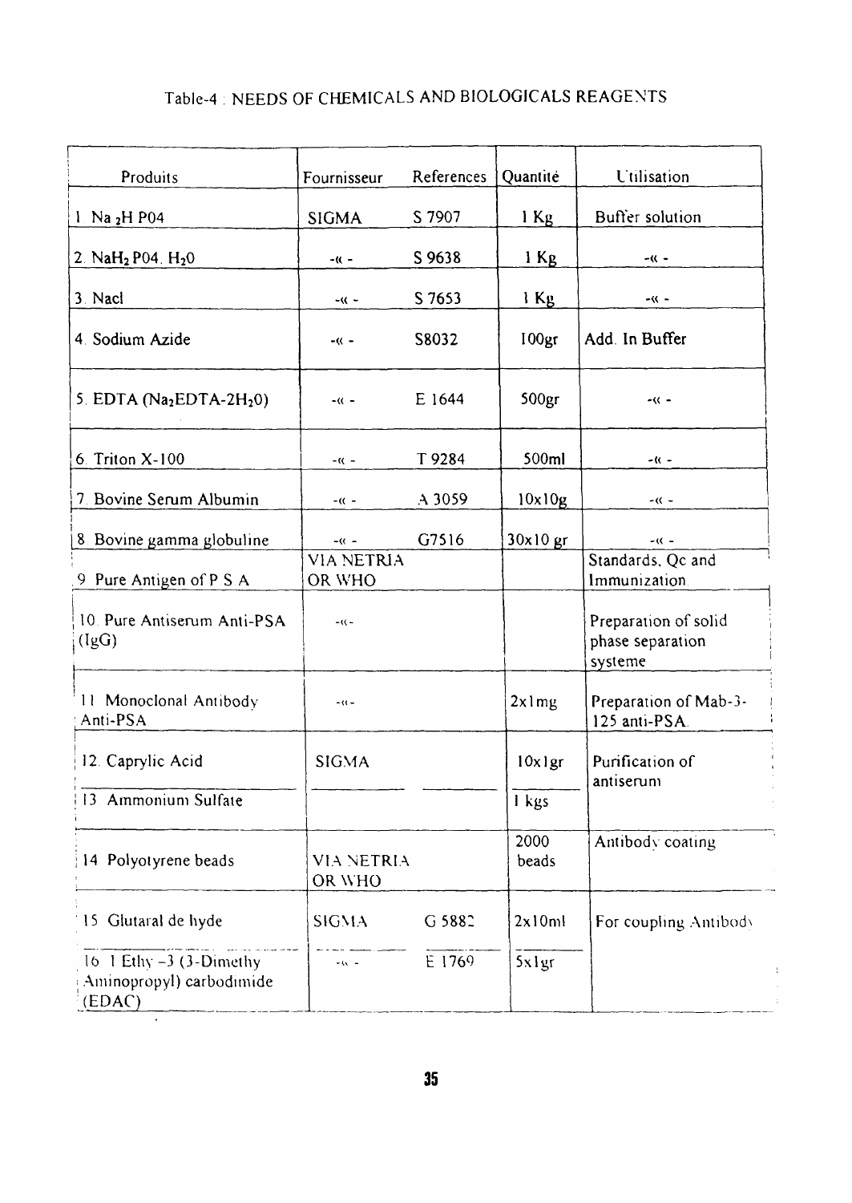Table-4 : NEEDS OF CHEMICALS AND BIOLOGICALS REAGENTS

| Produits | Fournisseur | References | Quantité | Utilisation |
|---|---|---|---|---|
| 1. $Na_2H$ P04 | SIGMA | S 7907 | 1 Kg | Buffer solution |
| 2. $NaH_2$ P04. $H_2$0 | -« - | S 9638 | 1 Kg | -« - |
| 3. Nacl | -« - | S 7653 | 1 Kg | -« - |
| 4. Sodium Azide | -« - | S8032 | 100gr | Add. In Buffer |
| 5. EDTA ($Na_2EDTA$-$2H_2$0) | -« - | E 1644 | 500gr | -« - |
| 6. Triton X-100 | -« - | T 9284 | 500ml | -« - |
| 7. Bovine Serum Albumin | -« - | A 3059 | 10x10g | -« - |
| 8. Bovine gamma globuline | -« - | G7516 | 30x10 gr | -« - |
| 9. Pure Antigen of P S A | VIA NETRIA OR WHO | | | Standards, Qc and Immunization |
| 10. Pure Antiserum Anti-PSA (IgG) | -«- | | | Preparation of solid phase separation systeme |
| 11. Monoclonal Antibody Anti-PSA | -«- | | 2x1mg | Preparation of Mab-3-125 anti-PSA. |
| 12. Caprylic Acid | SIGMA | | 10x1gr | Purification of antiserum |
| 13. Ammonium Sulfate | | | 1 kgs | |
| 14. Polyotyrene beads | VIA NETRIA OR WHO | | 2000 beads | Antibody coating |
| 15. Glutaral de hyde | SIGMA | G 5882 | 2x10ml | For coupling Antibody |
| 16. 1 Ethy -3 (3-Dimethy Aminopropyl) carbodimide (EDAC) | -« - | E 1769 | 5x1gr | |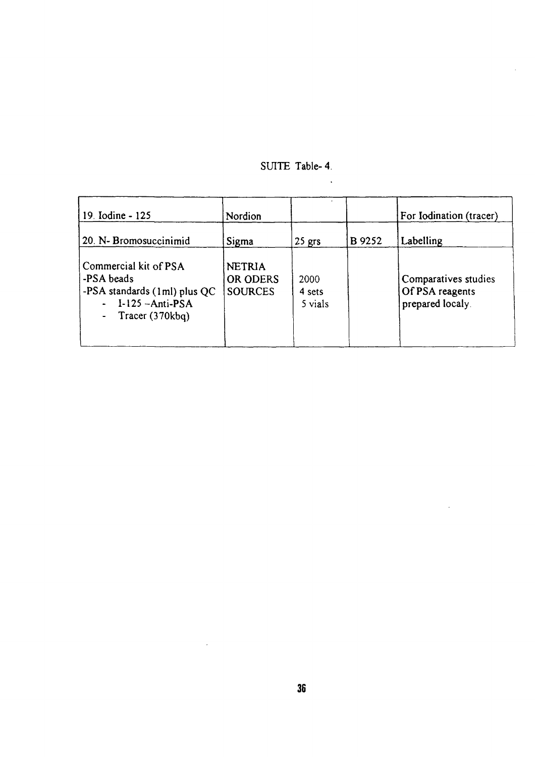SUITE Table- 4.

| | | | | |
|---|---|---|---|---|
| 19. Iodine - 125 | Nordion | | | For Iodination (tracer) |
| 20. N- Bromosuccinimid | Sigma | 25 grs | B 9252 | Labelling |
| Commercial kit of PSA<br>-PSA beads<br>-PSA standards (1ml) plus QC<br>- I-125 –Anti-PSA<br>- Tracer (370kbq) | NETRIA OR ODERS SOURCES | 2000<br>4 sets<br>5 vials | | Comparatives studies Of PSA reagents prepared localy. |